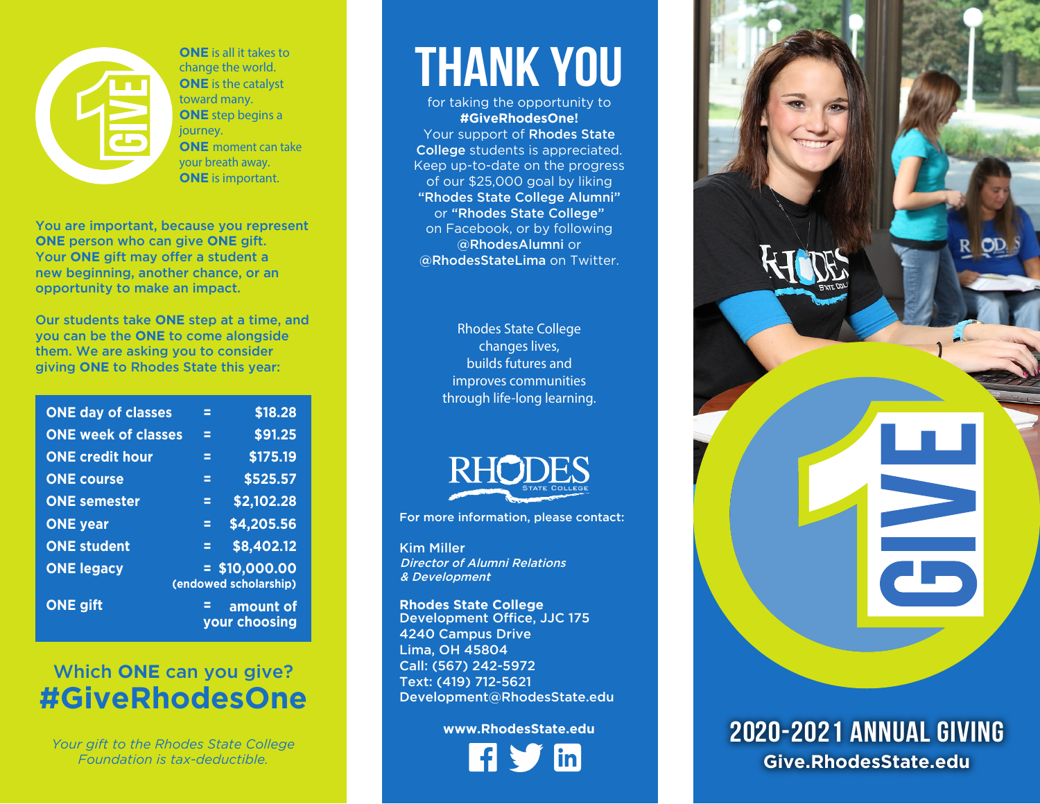**ONE** is all it takes to change the world.
**ONE** is the catalyst toward many.
**ONE** step begins a journey.
**ONE** moment can take your breath away.
**ONE** is important.

You are important, because you represent **ONE** person who can give **ONE** gift. Your **ONE** gift may offer a student a new beginning, another chance, or an opportunity to make an impact.

Our students take **ONE** step at a time, and you can be the **ONE** to come alongside them. We are asking you to consider giving **ONE** to Rhodes State this year:

| | | |
|---|---|---|
| ONE day of classes | = | $18.28 |
| ONE week of classes | = | $91.25 |
| ONE credit hour | = | $175.19 |
| ONE course | = | $525.57 |
| ONE semester | = | $2,102.28 |
| ONE year | = | $4,205.56 |
| ONE student | = | $8,402.12 |
| ONE legacy | = | $10,000.00 (endowed scholarship) |
| ONE gift | = | amount of your choosing |

## Which ONE can you give?

# #GiveRhodesOne

*Your gift to the Rhodes State College Foundation is tax-deductible.*

# THANK YOU

for taking the opportunity to **#GiveRhodesOne!** Your support of **Rhodes State College** students is appreciated. Keep up-to-date on the progress of our $25,000 goal by liking **"Rhodes State College Alumni"** or **"Rhodes State College"** on Facebook, or by following **@RhodesAlumni** or **@RhodesStateLima** on Twitter.

Rhodes State College changes lives, builds futures and improves communities through life-long learning.

RHODES STATE COLLEGE

For more information, please contact:

Kim Miller
*Director of Alumni Relations & Development*

Rhodes State College
Development Office, JJC 175
4240 Campus Drive
Lima, OH 45804
Call: (567) 242-5972
Text: (419) 712-5621
Development@RhodesState.edu

**www.RhodesState.edu**

# 2020-2021 ANNUAL GIVING

**Give.RhodesState.edu**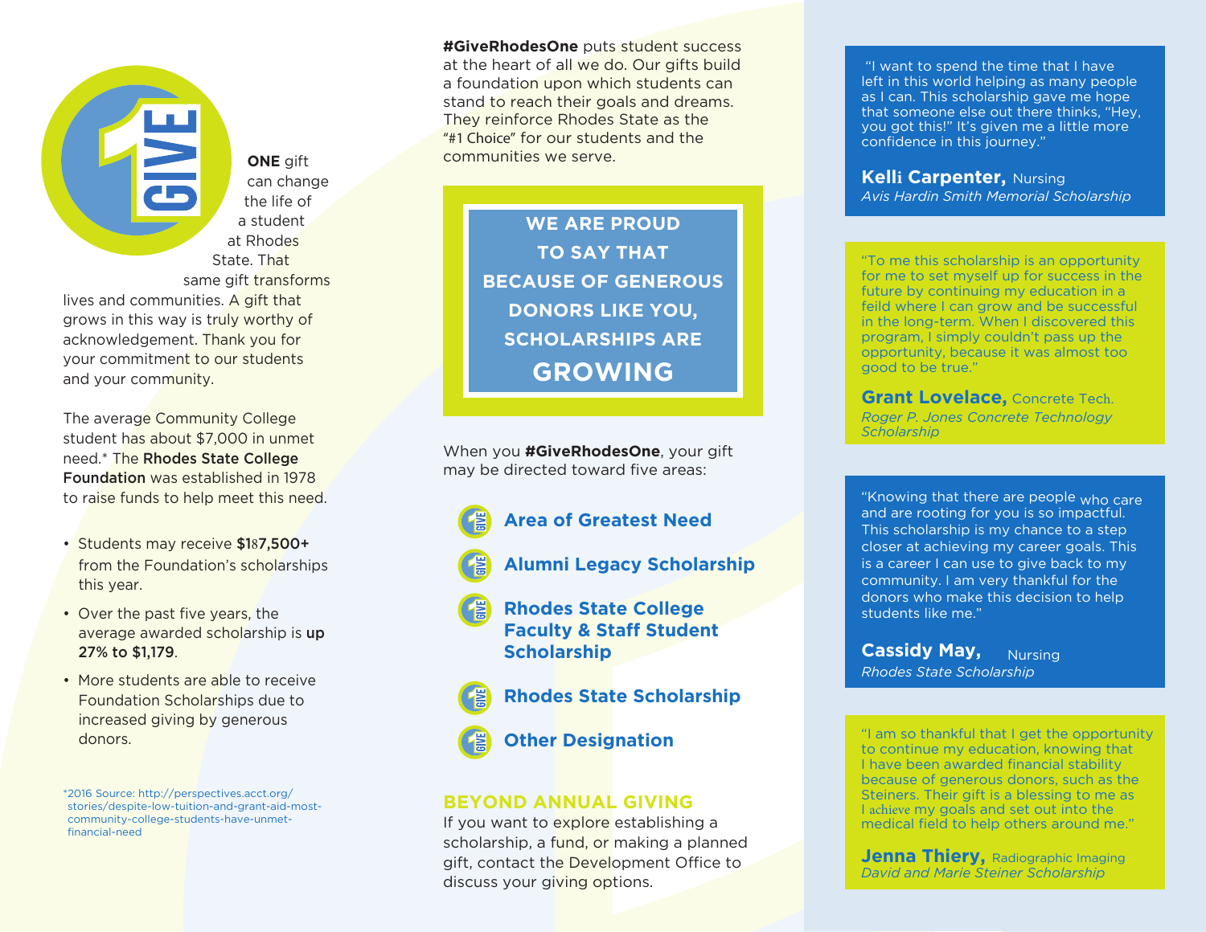**ONE** gift can change the life of a student at Rhodes State. That same gift transforms lives and communities. A gift that grows in this way is truly worthy of acknowledgement. Thank you for your commitment to our students and your community.

The average Community College student has about $7,000 in unmet need.* The **Rhodes State College Foundation** was established in 1978 to raise funds to help meet this need.

- Students may receive **$187,500+** from the Foundation's scholarships this year.
- Over the past five years, the average awarded scholarship is **up 27% to $1,179**.
- More students are able to receive Foundation Scholarships due to increased giving by generous donors.

*2016 Source: http://perspectives.acct.org/stories/despite-low-tuition-and-grant-aid-most-community-college-students-have-unmet-financial-need

**#GiveRhodesOne** puts student success at the heart of all we do. Our gifts build a foundation upon which students can stand to reach their goals and dreams. They reinforce Rhodes State as the "#1 Choice" for our students and the communities we serve.

**WE ARE PROUD TO SAY THAT BECAUSE OF GENEROUS DONORS LIKE YOU, SCHOLARSHIPS ARE GROWING**

When you **#GiveRhodesOne**, your gift may be directed toward five areas:

- **Area of Greatest Need**
- **Alumni Legacy Scholarship**
- **Rhodes State College Faculty & Staff Student Scholarship**
- **Rhodes State Scholarship**
- **Other Designation**

## BEYOND ANNUAL GIVING

If you want to explore establishing a scholarship, a fund, or making a planned gift, contact the Development Office to discuss your giving options.

"I want to spend the time that I have left in this world helping as many people as I can. This scholarship gave me hope that someone else out there thinks, "Hey, you got this!" It's given me a little more confidence in this journey."

**Kelli Carpenter,** Nursing
*Avis Hardin Smith Memorial Scholarship*

"To me this scholarship is an opportunity for me to set myself up for success in the future by continuing my education in a feild where I can grow and be successful in the long-term. When I discovered this program, I simply couldn't pass up the opportunity, because it was almost too good to be true."

**Grant Lovelace,** Concrete Tech.
*Roger P. Jones Concrete Technology Scholarship*

"Knowing that there are people who care and are rooting for you is so impactful. This scholarship is my chance to a step closer at achieving my career goals. This is a career I can use to give back to my community. I am very thankful for the donors who make this decision to help students like me."

**Cassidy May,** Nursing
*Rhodes State Scholarship*

"I am so thankful that I get the opportunity to continue my education, knowing that I have been awarded financial stability because of generous donors, such as the Steiners. Their gift is a blessing to me as I achieve my goals and set out into the medical field to help others around me."

**Jenna Thiery,** Radiographic Imaging
*David and Marie Steiner Scholarship*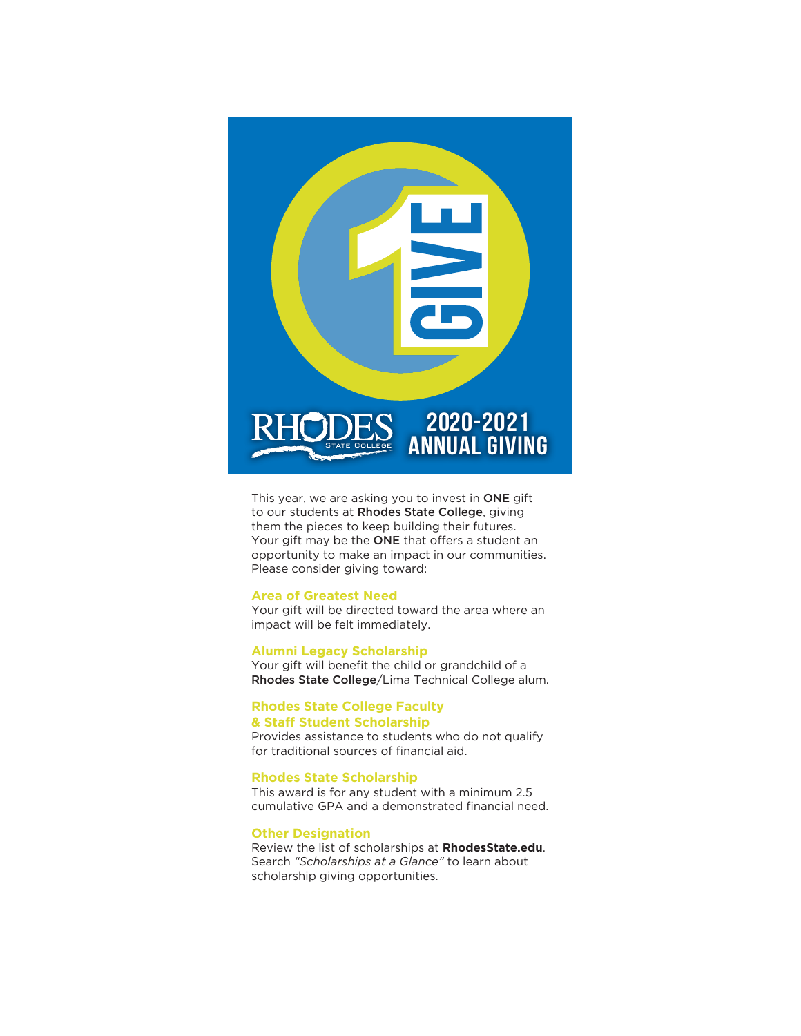# RHODES STATE COLLEGE 2020-2021 ANNUAL GIVING

This year, we are asking you to invest in **ONE** gift to our students at **Rhodes State College**, giving them the pieces to keep building their futures. Your gift may be the **ONE** that offers a student an opportunity to make an impact in our communities. Please consider giving toward:

### Area of Greatest Need

Your gift will be directed toward the area where an impact will be felt immediately.

### Alumni Legacy Scholarship

Your gift will benefit the child or grandchild of a **Rhodes State College**/Lima Technical College alum.

### Rhodes State College Faculty & Staff Student Scholarship

Provides assistance to students who do not qualify for traditional sources of financial aid.

### Rhodes State Scholarship

This award is for any student with a minimum 2.5 cumulative GPA and a demonstrated financial need.

### Other Designation

Review the list of scholarships at **RhodesState.edu**. Search *"Scholarships at a Glance"* to learn about scholarship giving opportunities.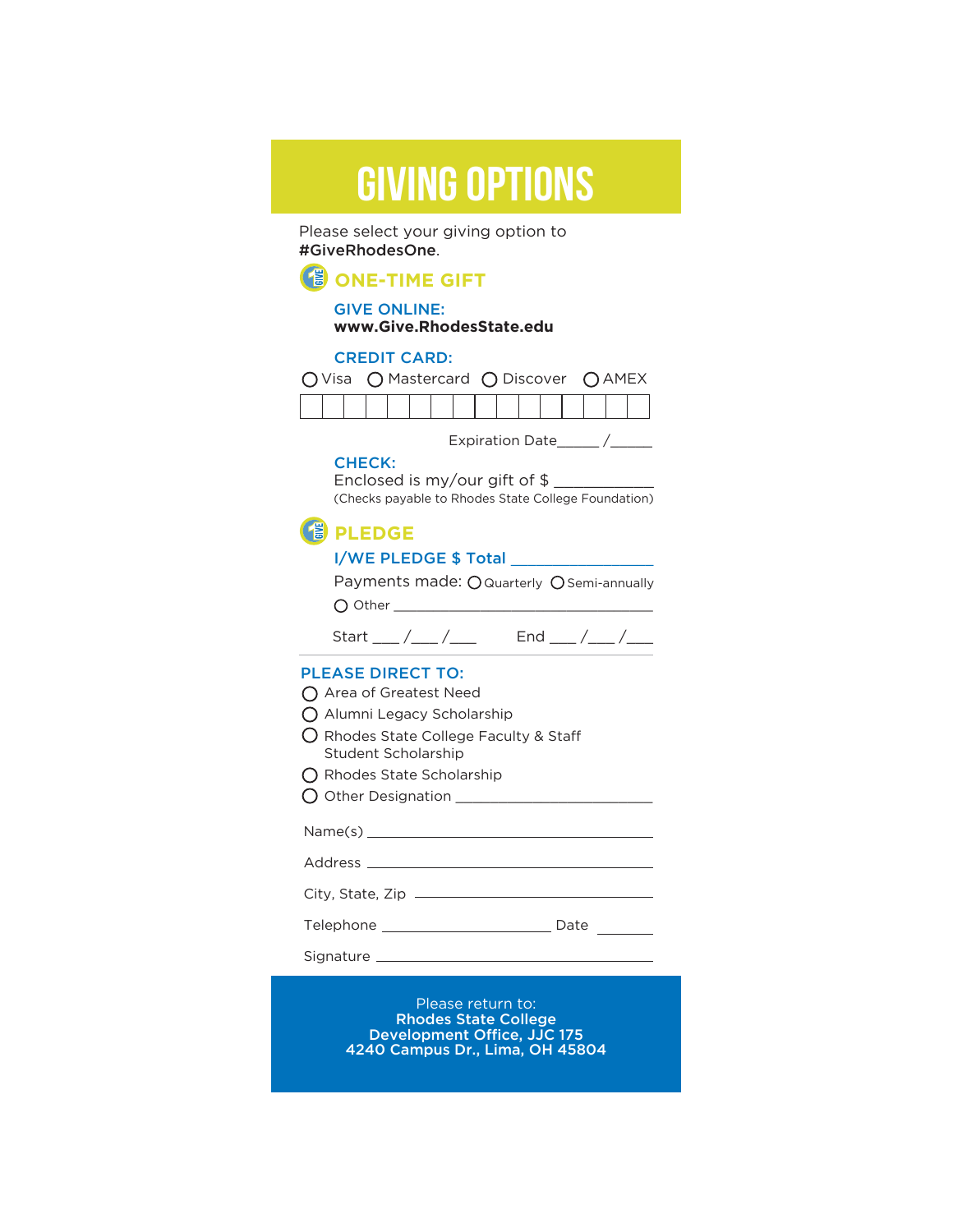# GIVING OPTIONS

Please select your giving option to **#GiveRhodesOne**.

## ONE-TIME GIFT

**GIVE ONLINE:**
**www.Give.RhodesState.edu**

**CREDIT CARD:**

○ Visa ○ Mastercard ○ Discover ○ AMEX

| | | | | | | | | | | | | | | | |
|---|---|---|---|---|---|---|---|---|---|---|---|---|---|---|---|
| | | | | | | | | | | | | | | | |

Expiration Date_____ /_____

**CHECK:**
Enclosed is my/our gift of $ ___________
(Checks payable to Rhodes State College Foundation)

## PLEDGE

**I/WE PLEDGE $ Total ________________**

Payments made: ○ Quarterly ○ Semi-annually

○ Other ________________________________

Start ___ /___ /___ End ___ /___ /___

**PLEASE DIRECT TO:**

○ Area of Greatest Need
○ Alumni Legacy Scholarship
○ Rhodes State College Faculty & Staff Student Scholarship
○ Rhodes State Scholarship
○ Other Designation ______________________

Name(s) ________________________________

Address ________________________________

City, State, Zip ___________________________

Telephone ____________________ Date _______

Signature _______________________________

Please return to:
**Rhodes State College**
**Development Office, JJC 175**
**4240 Campus Dr., Lima, OH 45804**